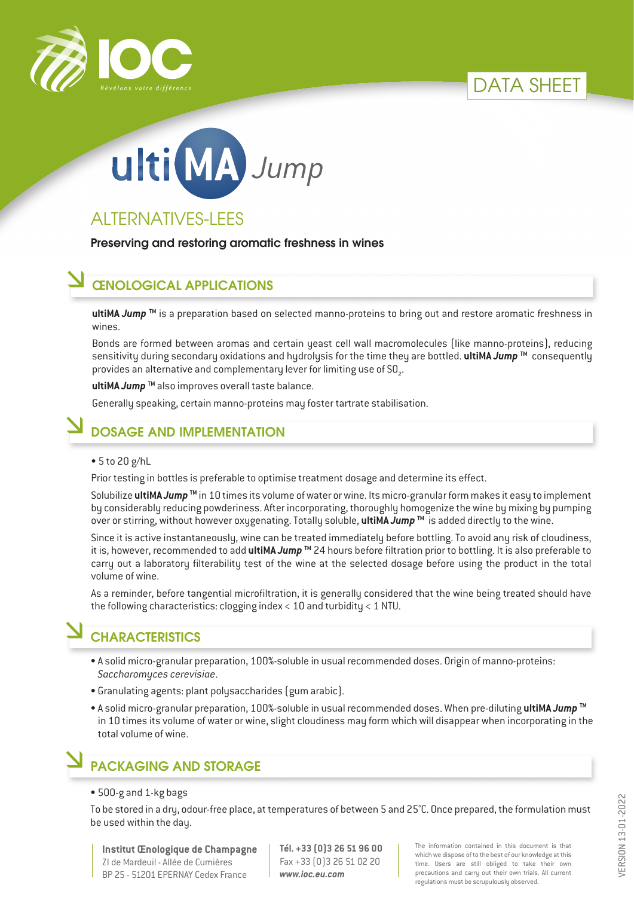IOC

*Révélons votre différence*

DATA SHEET

# ultiMA *Jump*

## ALTERNATIVES-LEES

**Preserving and restoring aromatic freshness in wines**

## ŒNOLOGICAL APPLICATIONS

**ultiMA *Jump* ™** is a preparation based on selected manno-proteins to bring out and restore aromatic freshness in wines.

Bonds are formed between aromas and certain yeast cell wall macromolecules (like manno-proteins), reducing sensitivity during secondary oxidations and hydrolysis for the time they are bottled. **ultiMA *Jump* ™** consequently provides an alternative and complementary lever for limiting use of $SO_2$.

**ultiMA *Jump* ™** also improves overall taste balance.

Generally speaking, certain manno-proteins may foster tartrate stabilisation.

## DOSAGE AND IMPLEMENTATION

- 5 to 20 g/hL

Prior testing in bottles is preferable to optimise treatment dosage and determine its effect.

Solubilize **ultiMA *Jump* ™** in 10 times its volume of water or wine. Its micro-granular form makes it easy to implement by considerably reducing powderiness. After incorporating, thoroughly homogenize the wine by mixing by pumping over or stirring, without however oxygenating. Totally soluble, **ultiMA *Jump* ™** is added directly to the wine.

Since it is active instantaneously, wine can be treated immediately before bottling. To avoid any risk of cloudiness, it is, however, recommended to add **ultiMA *Jump* ™** 24 hours before filtration prior to bottling. It is also preferable to carry out a laboratory filterability test of the wine at the selected dosage before using the product in the total volume of wine.

As a reminder, before tangential microfiltration, it is generally considered that the wine being treated should have the following characteristics: clogging index < 10 and turbidity < 1 NTU.

## CHARACTERISTICS

- A solid micro-granular preparation, 100%-soluble in usual recommended doses. Origin of manno-proteins: *Saccharomyces cerevisiae*.
- Granulating agents: plant polysaccharides (gum arabic).
- A solid micro-granular preparation, 100%-soluble in usual recommended doses. When pre-diluting **ultiMA *Jump* ™** in 10 times its volume of water or wine, slight cloudiness may form which will disappear when incorporating in the total volume of wine.

## PACKAGING AND STORAGE

- 500-g and 1-kg bags

To be stored in a dry, odour-free place, at temperatures of between 5 and 25°C. Once prepared, the formulation must be used within the day.

**Institut Œnologique de Champagne**
ZI de Mardeuil - Allée de Cumières
BP 25 - 51201 EPERNAY Cedex France

**Tél. +33 (0)3 26 51 96 00**
Fax +33 (0)3 26 51 02 20
***www.ioc.eu.com***

The information contained in this document is that which we dispose of to the best of our knowledge at this time. Users are still obliged to take their own precautions and carry out their own trials. All current regulations must be scrupulously observed.

VERSION 13-01-2022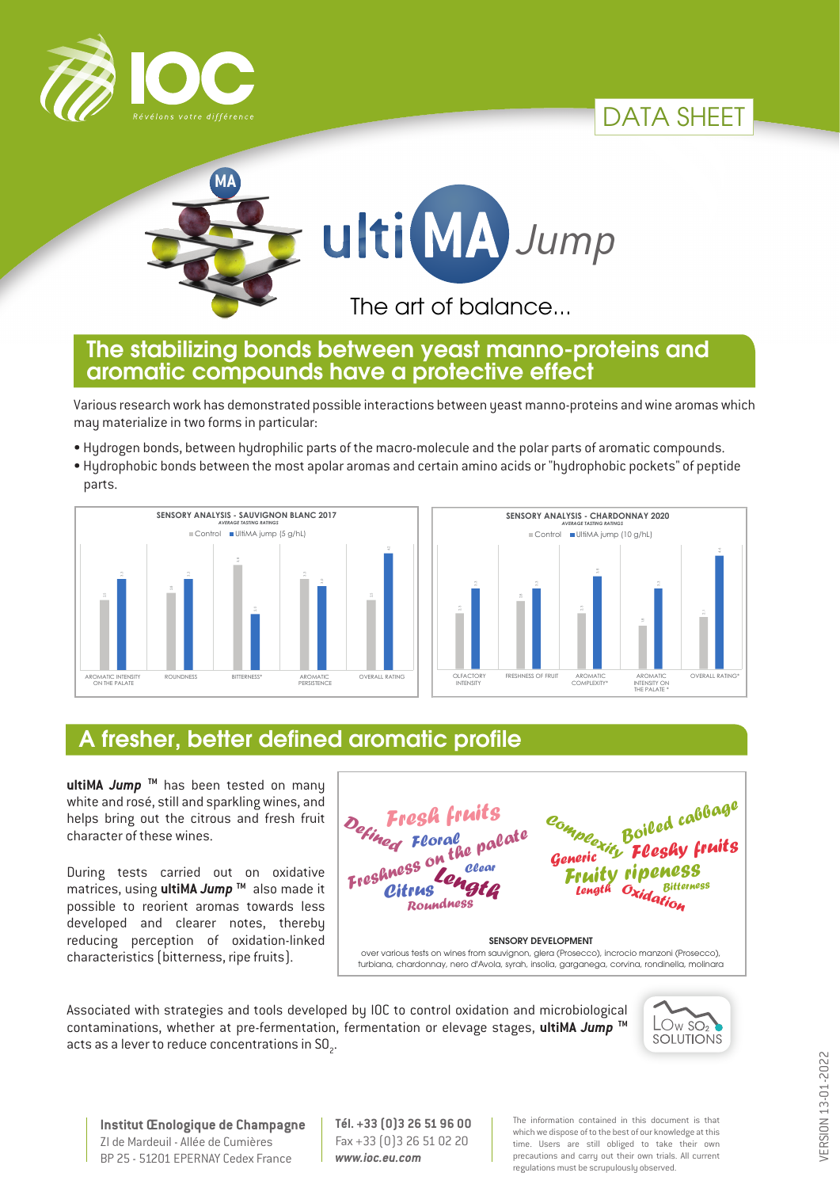DATA SHEET

# ultiMA Jump

The art of balance...

## The stabilizing bonds between yeast manno-proteins and aromatic compounds have a protective effect

Various research work has demonstrated possible interactions between yeast manno-proteins and wine aromas which may materialize in two forms in particular:

- Hydrogen bonds, between hydrophilic parts of the macro-molecule and the polar parts of aromatic compounds.
- Hydrophobic bonds between the most apolar aromas and certain amino acids or "hydrophobic pockets" of peptide parts.

SENSORY ANALYSIS - SAUVIGNON BLANC 2017
AVERAGE TASTING RATINGS
Control | UltiMA jump (5 g/hL)
AROMATIC INTENSITY ON THE PALATE
ROUNDNESS
BITTERNESS*
AROMATIC PERSISTENCE
OVERALL RATING

SENSORY ANALYSIS - CHARDONNAY 2020
AVERAGE TASTING RATINGS
Control | UltiMA jump (10 g/hL)
OLFACTORY INTENSITY
FRESHNESS OF FRUIT
AROMATIC COMPLEXITY*
AROMATIC INTENSITY ON THE PALATE *
OVERALL RATING*

## A fresher, better defined aromatic profile

**ultiMA *Jump* ™** has been tested on many white and rosé, still and sparkling wines, and helps bring out the citrous and fresh fruit character of these wines.

During tests carried out on oxidative matrices, using **ultiMA *Jump* ™** also made it possible to reorient aromas towards less developed and clearer notes, thereby reducing perception of oxidation-linked characteristics (bitterness, ripe fruits).

Defined, Fresh fruits, Floral, Freshness on the palate, Clear, Citrus, Length, Roundness

Complexity, Boiled cabbage, Generic, Fleshy fruits, Fruity ripeness, Length, Bitterness, Oxidation

SENSORY DEVELOPMENT

over various tests on wines from sauvignon, glera (Prosecco), incrocio manzoni (Prosecco), turbiana, chardonnay, nero d'Avola, syrah, insolia, garganega, corvina, rondinella, molinara

Associated with strategies and tools developed by IOC to control oxidation and microbiological contaminations, whether at pre-fermentation, fermentation or elevage stages, **ultiMA *Jump* ™** acts as a lever to reduce concentrations in $SO_2$.

LOW $SO_2$ SOLUTIONS

**Institut Œnologique de Champagne**
ZI de Mardeuil - Allée de Cumières
BP 25 - 51201 EPERNAY Cedex France

**Tél. +33 (0)3 26 51 96 00**
Fax +33 (0)3 26 51 02 20
***www.ioc.eu.com***

The information contained in this document is that which we dispose of to the best of our knowledge at this time. Users are still obliged to take their own precautions and carry out their own trials. All current regulations must be scrupulously observed.

VERSION 13-01-2022